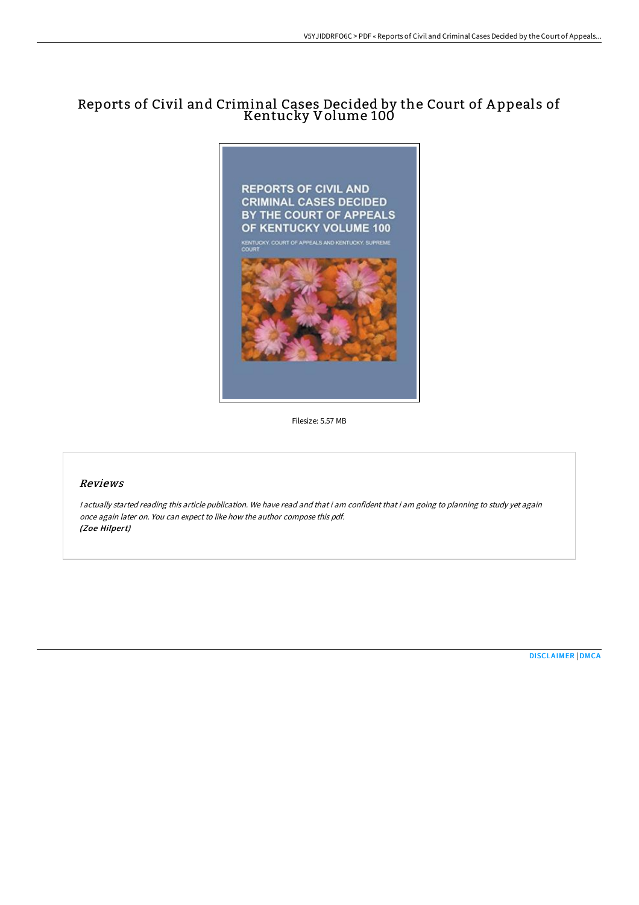# Reports of Civil and Criminal Cases Decided by the Court of Appeals of Kentucky Volume 100

Filesize: 5.57 MB

## *Reviews*

*I actually started reading this article publication. We have read and that i am confident that i am going to planning to study yet again once again later on. You can expect to like how the author compose this pdf.*
***(Zoe Hilpert)***

DISCLAIMER | DMCA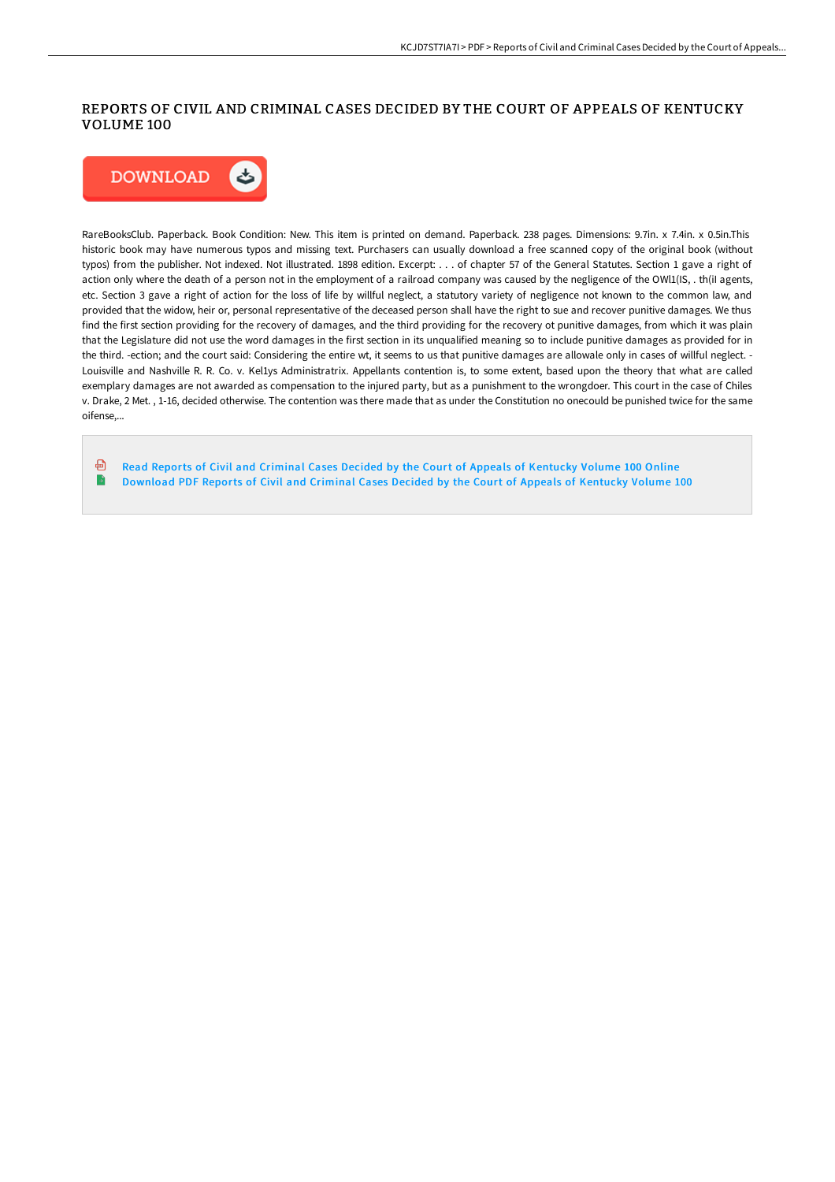# REPORTS OF CIVIL AND CRIMINAL CASES DECIDED BY THE COURT OF APPEALS OF KENTUCKY VOLUME 100

DOWNLOAD

RareBooksClub. Paperback. Book Condition: New. This item is printed on demand. Paperback. 238 pages. Dimensions: 9.7in. x 7.4in. x 0.5in.This historic book may have numerous typos and missing text. Purchasers can usually download a free scanned copy of the original book (without typos) from the publisher. Not indexed. Not illustrated. 1898 edition. Excerpt: . . . of chapter 57 of the General Statutes. Section 1 gave a right of action only where the death of a person not in the employment of a railroad company was caused by the negligence of the OWl1(IS, . th(il agents, etc. Section 3 gave a right of action for the loss of life by willful neglect, a statutory variety of negligence not known to the common law, and provided that the widow, heir or, personal representative of the deceased person shall have the right to sue and recover punitive damages. We thus find the first section providing for the recovery of damages, and the third providing for the recovery ot punitive damages, from which it was plain that the Legislature did not use the word damages in the first section in its unqualified meaning so to include punitive damages as provided for in the third. -ection; and the court said: Considering the entire wt, it seems to us that punitive damages are allowale only in cases of willful neglect. -Louisville and Nashville R. R. Co. v. Kel1ys Administratrix. Appellants contention is, to some extent, based upon the theory that what are called exemplary damages are not awarded as compensation to the injured party, but as a punishment to the wrongdoer. This court in the case of Chiles v. Drake, 2 Met. , 1-16, decided otherwise. The contention was there made that as under the Constitution no onecould be punished twice for the same oifense,...

- Read Reports of Civil and Criminal Cases Decided by the Court of Appeals of Kentucky Volume 100 Online
- Download PDF Reports of Civil and Criminal Cases Decided by the Court of Appeals of Kentucky Volume 100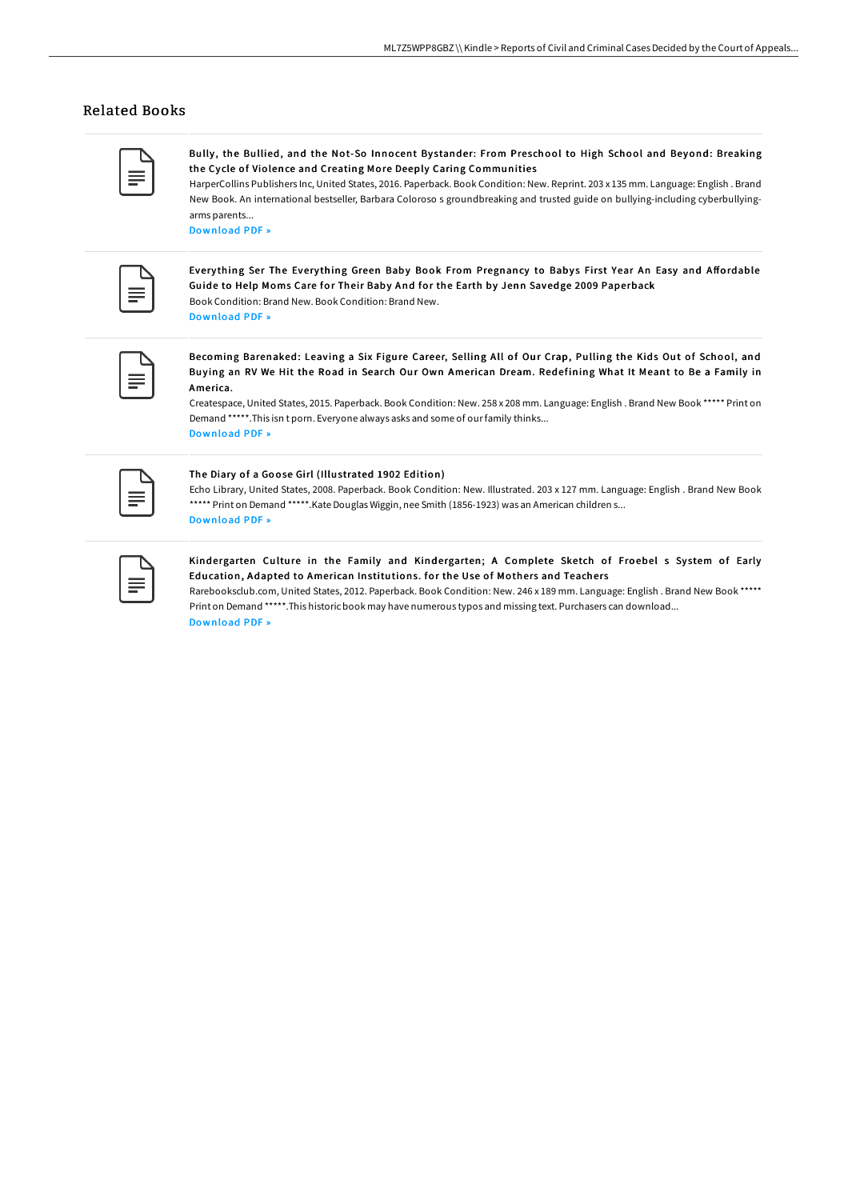## Related Books

**Bully, the Bullied, and the Not-So Innocent Bystander: From Preschool to High School and Beyond: Breaking the Cycle of Violence and Creating More Deeply Caring Communities**

HarperCollins Publishers Inc, United States, 2016. Paperback. Book Condition: New. Reprint. 203 x 135 mm. Language: English . Brand New Book. An international bestseller, Barbara Coloroso s groundbreaking and trusted guide on bullying-including cyberbullying-arms parents...

Download PDF »

**Everything Ser The Everything Green Baby Book From Pregnancy to Babys First Year An Easy and Affordable Guide to Help Moms Care for Their Baby And for the Earth by Jenn Savedge 2009 Paperback**

Book Condition: Brand New. Book Condition: Brand New.

Download PDF »

**Becoming Barenaked: Leaving a Six Figure Career, Selling All of Our Crap, Pulling the Kids Out of School, and Buying an RV We Hit the Road in Search Our Own American Dream. Redefining What It Meant to Be a Family in America.**

Createspace, United States, 2015. Paperback. Book Condition: New. 258 x 208 mm. Language: English . Brand New Book ***** Print on Demand *****.This isn t porn. Everyone always asks and some of our family thinks...

Download PDF »

**The Diary of a Goose Girl (Illustrated 1902 Edition)**

Echo Library, United States, 2008. Paperback. Book Condition: New. Illustrated. 203 x 127 mm. Language: English . Brand New Book ***** Print on Demand *****.Kate Douglas Wiggin, nee Smith (1856-1923) was an American children s...

Download PDF »

**Kindergarten Culture in the Family and Kindergarten; A Complete Sketch of Froebel s System of Early Education, Adapted to American Institutions. for the Use of Mothers and Teachers**

Rarebooksclub.com, United States, 2012. Paperback. Book Condition: New. 246 x 189 mm. Language: English . Brand New Book ***** Print on Demand *****.This historic book may have numerous typos and missing text. Purchasers can download...

Download PDF »